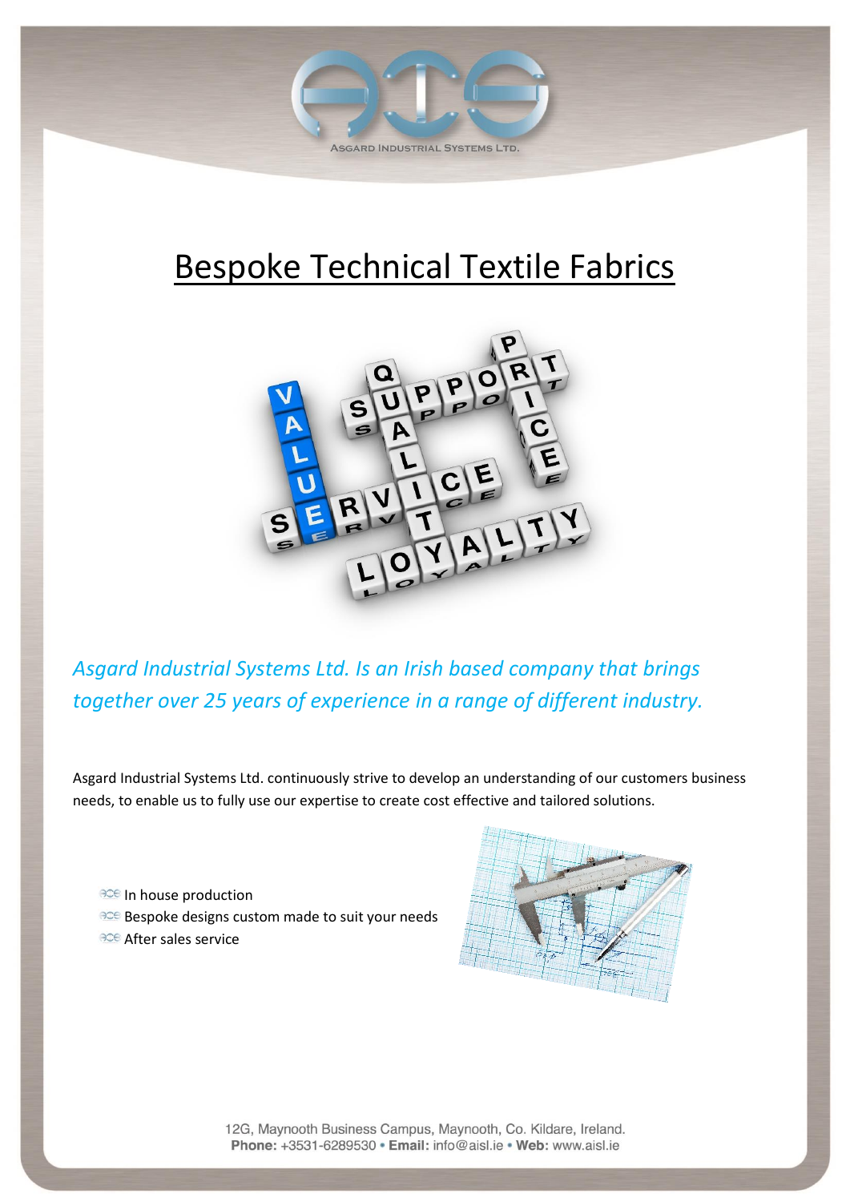# Bespoke Technical Textile Fabrics

*Asgard Industrial Systems Ltd. Is an Irish based company that brings together over 25 years of experience in a range of different industry.*

Asgard Industrial Systems Ltd. continuously strive to develop an understanding of our customers business needs, to enable us to fully use our expertise to create cost effective and tailored solutions.

- In house production
- Bespoke designs custom made to suit your needs
- After sales service

12G, Maynooth Business Campus, Maynooth, Co. Kildare, Ireland.
**Phone:** +3531-6289530 • **Email:** info@aisl.ie • **Web:** www.aisl.ie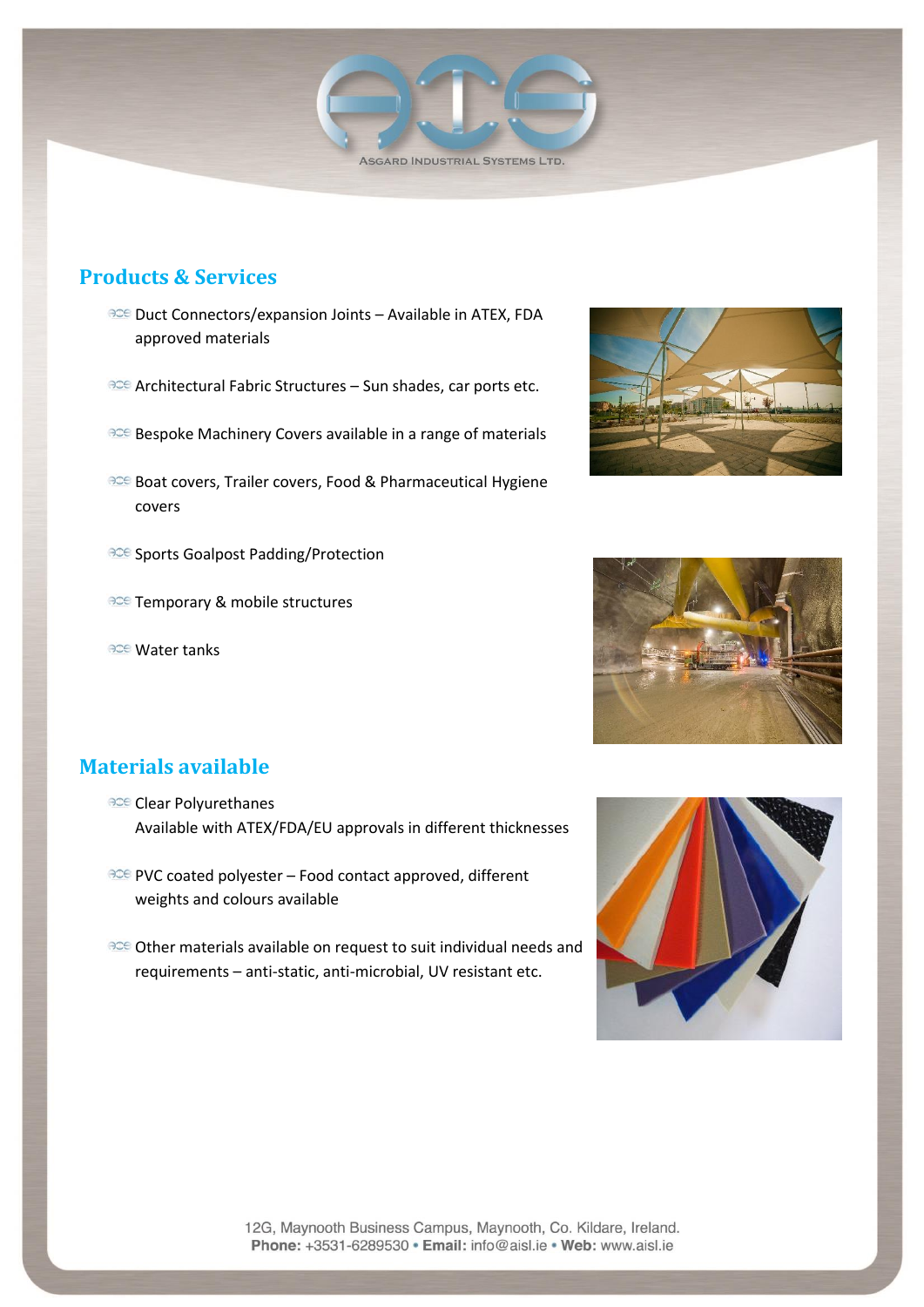## Products & Services

- Duct Connectors/expansion Joints – Available in ATEX, FDA approved materials
- Architectural Fabric Structures – Sun shades, car ports etc.
- Bespoke Machinery Covers available in a range of materials
- Boat covers, Trailer covers, Food & Pharmaceutical Hygiene covers
- Sports Goalpost Padding/Protection
- Temporary & mobile structures
- Water tanks

## Materials available

- Clear Polyurethanes
  Available with ATEX/FDA/EU approvals in different thicknesses
- PVC coated polyester – Food contact approved, different weights and colours available
- Other materials available on request to suit individual needs and requirements – anti-static, anti-microbial, UV resistant etc.

12G, Maynooth Business Campus, Maynooth, Co. Kildare, Ireland.
**Phone:** +3531-6289530 • **Email:** info@aisl.ie • **Web:** www.aisl.ie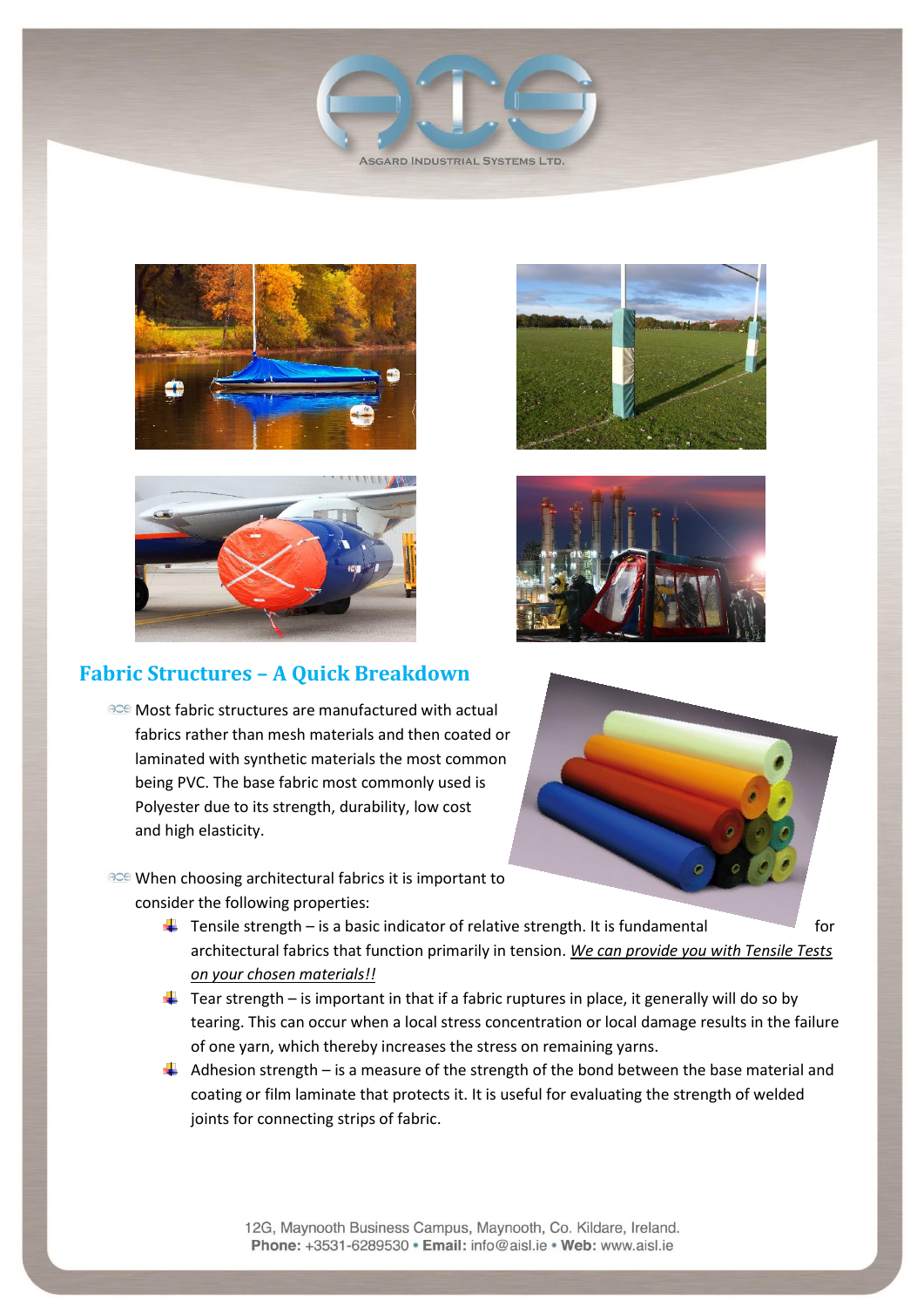## Fabric Structures – A Quick Breakdown

- Most fabric structures are manufactured with actual fabrics rather than mesh materials and then coated or laminated with synthetic materials the most common being PVC. The base fabric most commonly used is Polyester due to its strength, durability, low cost and high elasticity.
- When choosing architectural fabrics it is important to consider the following properties:
  - Tensile strength – is a basic indicator of relative strength. It is fundamental for architectural fabrics that function primarily in tension. *We can provide you with Tensile Tests on your chosen materials!!*
  - Tear strength – is important in that if a fabric ruptures in place, it generally will do so by tearing. This can occur when a local stress concentration or local damage results in the failure of one yarn, which thereby increases the stress on remaining yarns.
  - Adhesion strength – is a measure of the strength of the bond between the base material and coating or film laminate that protects it. It is useful for evaluating the strength of welded joints for connecting strips of fabric.